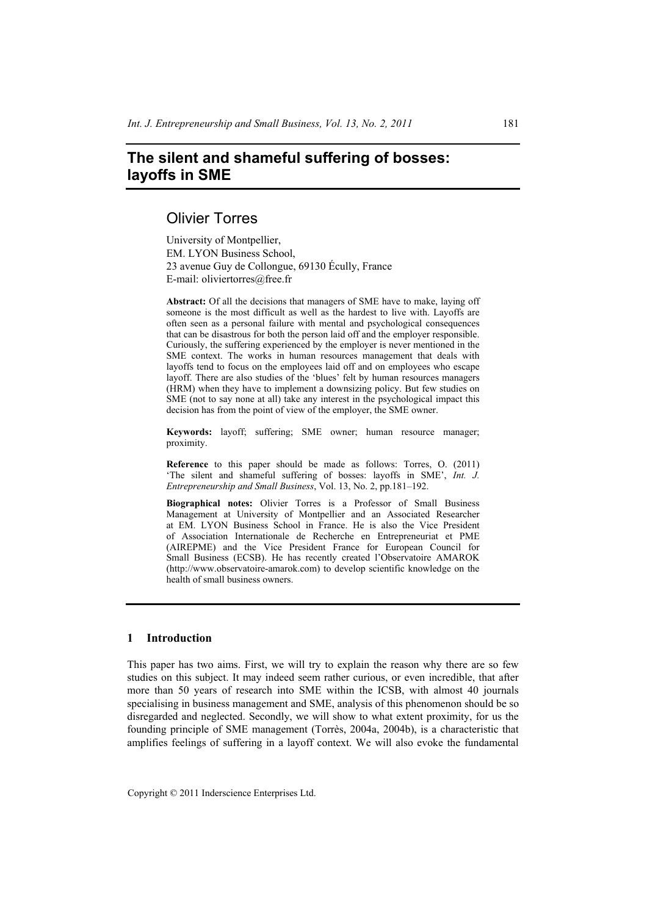# The silent and shameful suffering of bosses: layoffs in SME

## Olivier Torres

University of Montpellier,
EM. LYON Business School,
23 avenue Guy de Collongue, 69130 Écully, France
E-mail: oliviertorres@free.fr

**Abstract:** Of all the decisions that managers of SME have to make, laying off someone is the most difficult as well as the hardest to live with. Layoffs are often seen as a personal failure with mental and psychological consequences that can be disastrous for both the person laid off and the employer responsible. Curiously, the suffering experienced by the employer is never mentioned in the SME context. The works in human resources management that deals with layoffs tend to focus on the employees laid off and on employees who escape layoff. There are also studies of the 'blues' felt by human resources managers (HRM) when they have to implement a downsizing policy. But few studies on SME (not to say none at all) take any interest in the psychological impact this decision has from the point of view of the employer, the SME owner.

**Keywords:** layoff; suffering; SME owner; human resource manager; proximity.

**Reference** to this paper should be made as follows: Torres, O. (2011) 'The silent and shameful suffering of bosses: layoffs in SME', *Int. J. Entrepreneurship and Small Business*, Vol. 13, No. 2, pp.181–192.

**Biographical notes:** Olivier Torres is a Professor of Small Business Management at University of Montpellier and an Associated Researcher at EM. LYON Business School in France. He is also the Vice President of Association Internationale de Recherche en Entrepreneuriat et PME (AIREPME) and the Vice President France for European Council for Small Business (ECSB). He has recently created l'Observatoire AMAROK (http://www.observatoire-amarok.com) to develop scientific knowledge on the health of small business owners.

## 1 Introduction

This paper has two aims. First, we will try to explain the reason why there are so few studies on this subject. It may indeed seem rather curious, or even incredible, that after more than 50 years of research into SME within the ICSB, with almost 40 journals specialising in business management and SME, analysis of this phenomenon should be so disregarded and neglected. Secondly, we will show to what extent proximity, for us the founding principle of SME management (Torrès, 2004a, 2004b), is a characteristic that amplifies feelings of suffering in a layoff context. We will also evoke the fundamental

Copyright © 2011 Inderscience Enterprises Ltd.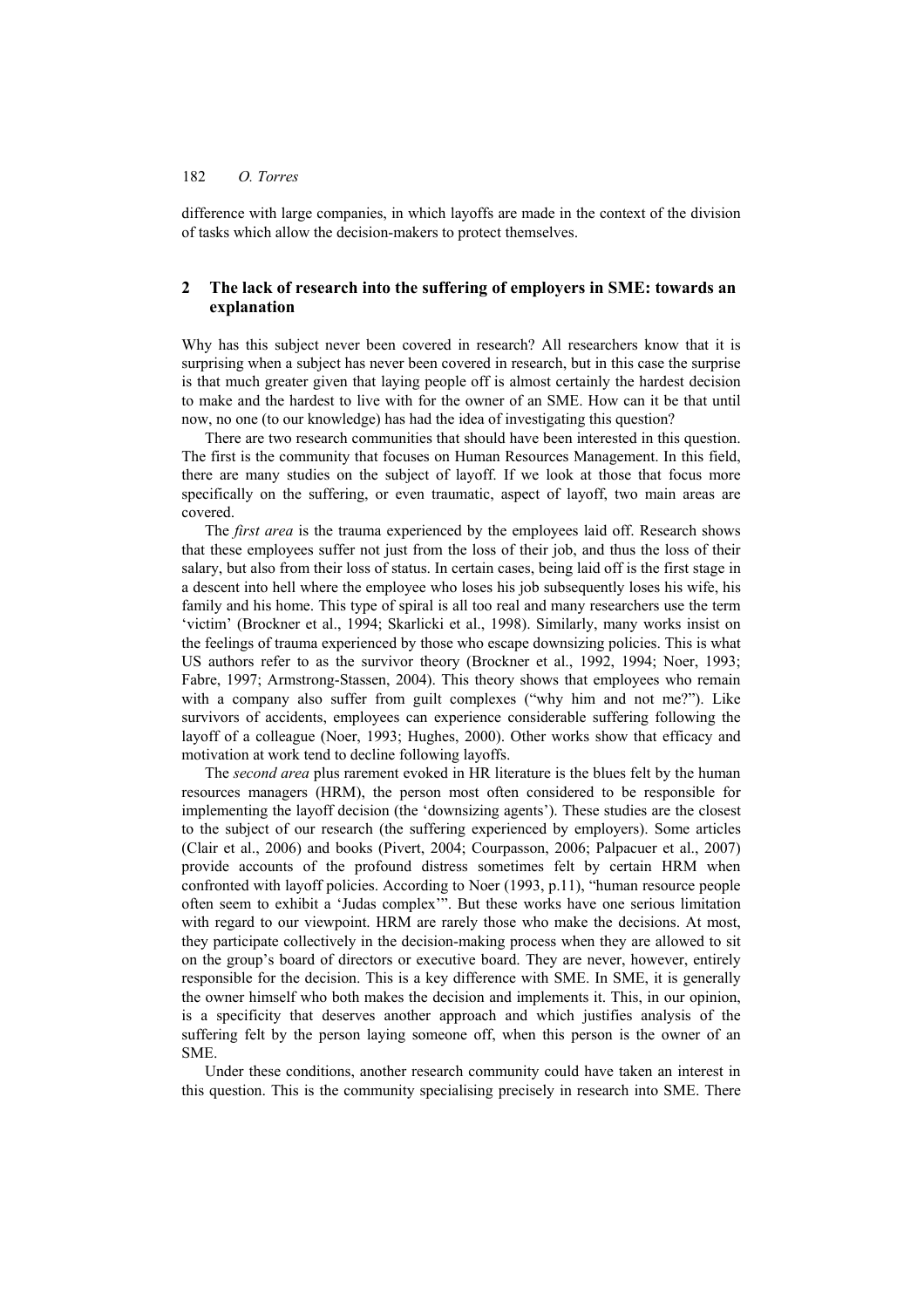difference with large companies, in which layoffs are made in the context of the division of tasks which allow the decision-makers to protect themselves.

## 2 The lack of research into the suffering of employers in SME: towards an explanation

Why has this subject never been covered in research? All researchers know that it is surprising when a subject has never been covered in research, but in this case the surprise is that much greater given that laying people off is almost certainly the hardest decision to make and the hardest to live with for the owner of an SME. How can it be that until now, no one (to our knowledge) has had the idea of investigating this question?

There are two research communities that should have been interested in this question. The first is the community that focuses on Human Resources Management. In this field, there are many studies on the subject of layoff. If we look at those that focus more specifically on the suffering, or even traumatic, aspect of layoff, two main areas are covered.

The *first area* is the trauma experienced by the employees laid off. Research shows that these employees suffer not just from the loss of their job, and thus the loss of their salary, but also from their loss of status. In certain cases, being laid off is the first stage in a descent into hell where the employee who loses his job subsequently loses his wife, his family and his home. This type of spiral is all too real and many researchers use the term 'victim' (Brockner et al., 1994; Skarlicki et al., 1998). Similarly, many works insist on the feelings of trauma experienced by those who escape downsizing policies. This is what US authors refer to as the survivor theory (Brockner et al., 1992, 1994; Noer, 1993; Fabre, 1997; Armstrong-Stassen, 2004). This theory shows that employees who remain with a company also suffer from guilt complexes ("why him and not me?"). Like survivors of accidents, employees can experience considerable suffering following the layoff of a colleague (Noer, 1993; Hughes, 2000). Other works show that efficacy and motivation at work tend to decline following layoffs.

The *second area* plus rarement evoked in HR literature is the blues felt by the human resources managers (HRM), the person most often considered to be responsible for implementing the layoff decision (the 'downsizing agents'). These studies are the closest to the subject of our research (the suffering experienced by employers). Some articles (Clair et al., 2006) and books (Pivert, 2004; Courpasson, 2006; Palpacuer et al., 2007) provide accounts of the profound distress sometimes felt by certain HRM when confronted with layoff policies. According to Noer (1993, p.11), "human resource people often seem to exhibit a 'Judas complex'". But these works have one serious limitation with regard to our viewpoint. HRM are rarely those who make the decisions. At most, they participate collectively in the decision-making process when they are allowed to sit on the group's board of directors or executive board. They are never, however, entirely responsible for the decision. This is a key difference with SME. In SME, it is generally the owner himself who both makes the decision and implements it. This, in our opinion, is a specificity that deserves another approach and which justifies analysis of the suffering felt by the person laying someone off, when this person is the owner of an SME.

Under these conditions, another research community could have taken an interest in this question. This is the community specialising precisely in research into SME. There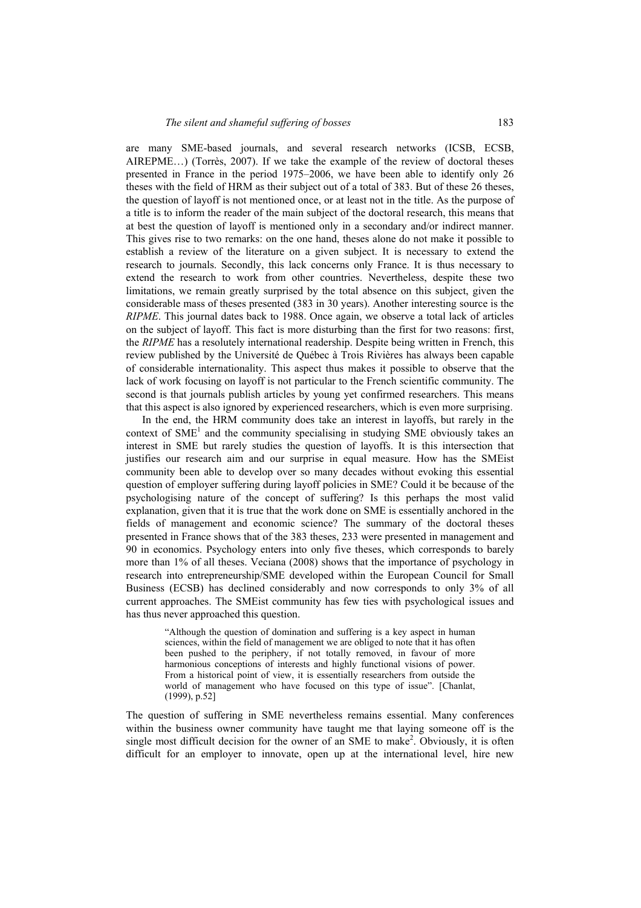are many SME-based journals, and several research networks (ICSB, ECSB, AIREPME…) (Torrès, 2007). If we take the example of the review of doctoral theses presented in France in the period 1975–2006, we have been able to identify only 26 theses with the field of HRM as their subject out of a total of 383. But of these 26 theses, the question of layoff is not mentioned once, or at least not in the title. As the purpose of a title is to inform the reader of the main subject of the doctoral research, this means that at best the question of layoff is mentioned only in a secondary and/or indirect manner. This gives rise to two remarks: on the one hand, theses alone do not make it possible to establish a review of the literature on a given subject. It is necessary to extend the research to journals. Secondly, this lack concerns only France. It is thus necessary to extend the research to work from other countries. Nevertheless, despite these two limitations, we remain greatly surprised by the total absence on this subject, given the considerable mass of theses presented (383 in 30 years). Another interesting source is the *RIPME*. This journal dates back to 1988. Once again, we observe a total lack of articles on the subject of layoff. This fact is more disturbing than the first for two reasons: first, the *RIPME* has a resolutely international readership. Despite being written in French, this review published by the Université de Québec à Trois Rivières has always been capable of considerable internationality. This aspect thus makes it possible to observe that the lack of work focusing on layoff is not particular to the French scientific community. The second is that journals publish articles by young yet confirmed researchers. This means that this aspect is also ignored by experienced researchers, which is even more surprising.

In the end, the HRM community does take an interest in layoffs, but rarely in the context of SME[1] and the community specialising in studying SME obviously takes an interest in SME but rarely studies the question of layoffs. It is this intersection that justifies our research aim and our surprise in equal measure. How has the SMEist community been able to develop over so many decades without evoking this essential question of employer suffering during layoff policies in SME? Could it be because of the psychologising nature of the concept of suffering? Is this perhaps the most valid explanation, given that it is true that the work done on SME is essentially anchored in the fields of management and economic science? The summary of the doctoral theses presented in France shows that of the 383 theses, 233 were presented in management and 90 in economics. Psychology enters into only five theses, which corresponds to barely more than 1% of all theses. Veciana (2008) shows that the importance of psychology in research into entrepreneurship/SME developed within the European Council for Small Business (ECSB) has declined considerably and now corresponds to only 3% of all current approaches. The SMEist community has few ties with psychological issues and has thus never approached this question.

> "Although the question of domination and suffering is a key aspect in human sciences, within the field of management we are obliged to note that it has often been pushed to the periphery, if not totally removed, in favour of more harmonious conceptions of interests and highly functional visions of power. From a historical point of view, it is essentially researchers from outside the world of management who have focused on this type of issue". [Chanlat, (1999), p.52]

The question of suffering in SME nevertheless remains essential. Many conferences within the business owner community have taught me that laying someone off is the single most difficult decision for the owner of an SME to make[2]. Obviously, it is often difficult for an employer to innovate, open up at the international level, hire new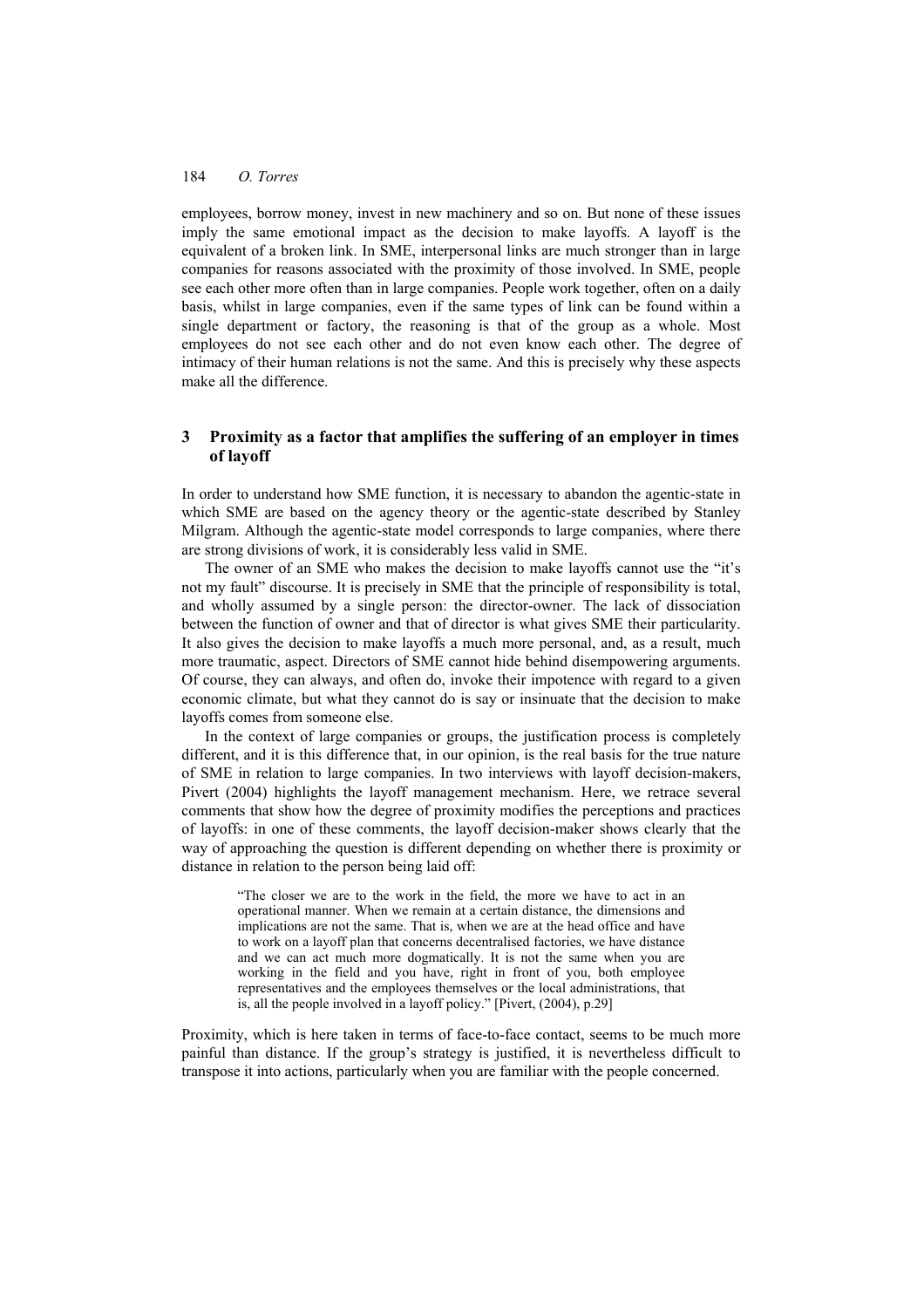employees, borrow money, invest in new machinery and so on. But none of these issues imply the same emotional impact as the decision to make layoffs. A layoff is the equivalent of a broken link. In SME, interpersonal links are much stronger than in large companies for reasons associated with the proximity of those involved. In SME, people see each other more often than in large companies. People work together, often on a daily basis, whilst in large companies, even if the same types of link can be found within a single department or factory, the reasoning is that of the group as a whole. Most employees do not see each other and do not even know each other. The degree of intimacy of their human relations is not the same. And this is precisely why these aspects make all the difference.

## 3 Proximity as a factor that amplifies the suffering of an employer in times of layoff

In order to understand how SME function, it is necessary to abandon the agentic-state in which SME are based on the agency theory or the agentic-state described by Stanley Milgram. Although the agentic-state model corresponds to large companies, where there are strong divisions of work, it is considerably less valid in SME.

The owner of an SME who makes the decision to make layoffs cannot use the "it's not my fault" discourse. It is precisely in SME that the principle of responsibility is total, and wholly assumed by a single person: the director-owner. The lack of dissociation between the function of owner and that of director is what gives SME their particularity. It also gives the decision to make layoffs a much more personal, and, as a result, much more traumatic, aspect. Directors of SME cannot hide behind disempowering arguments. Of course, they can always, and often do, invoke their impotence with regard to a given economic climate, but what they cannot do is say or insinuate that the decision to make layoffs comes from someone else.

In the context of large companies or groups, the justification process is completely different, and it is this difference that, in our opinion, is the real basis for the true nature of SME in relation to large companies. In two interviews with layoff decision-makers, Pivert (2004) highlights the layoff management mechanism. Here, we retrace several comments that show how the degree of proximity modifies the perceptions and practices of layoffs: in one of these comments, the layoff decision-maker shows clearly that the way of approaching the question is different depending on whether there is proximity or distance in relation to the person being laid off:

> "The closer we are to the work in the field, the more we have to act in an operational manner. When we remain at a certain distance, the dimensions and implications are not the same. That is, when we are at the head office and have to work on a layoff plan that concerns decentralised factories, we have distance and we can act much more dogmatically. It is not the same when you are working in the field and you have, right in front of you, both employee representatives and the employees themselves or the local administrations, that is, all the people involved in a layoff policy." [Pivert, (2004), p.29]

Proximity, which is here taken in terms of face-to-face contact, seems to be much more painful than distance. If the group's strategy is justified, it is nevertheless difficult to transpose it into actions, particularly when you are familiar with the people concerned.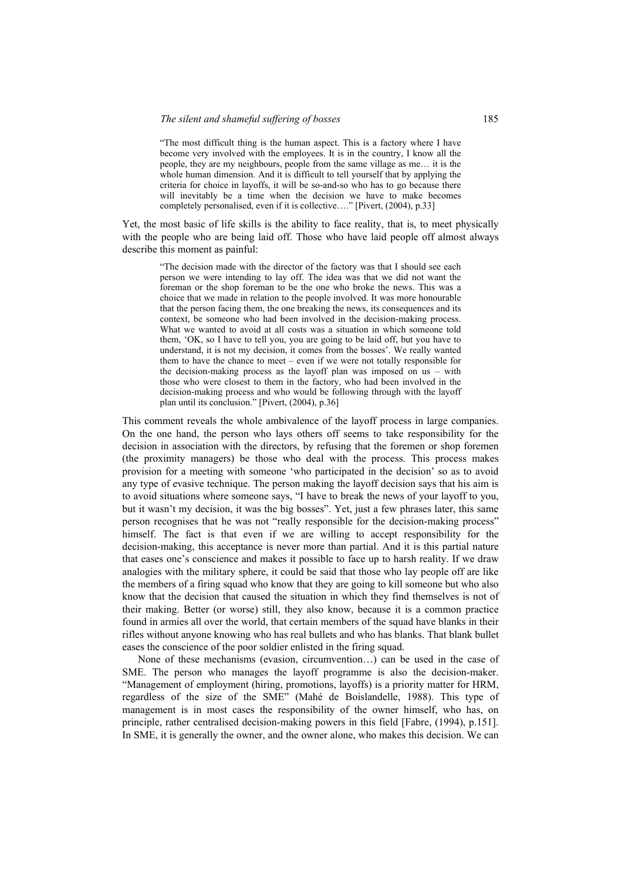> "The most difficult thing is the human aspect. This is a factory where I have become very involved with the employees. It is in the country, I know all the people, they are my neighbours, people from the same village as me… it is the whole human dimension. And it is difficult to tell yourself that by applying the criteria for choice in layoffs, it will be so-and-so who has to go because there will inevitably be a time when the decision we have to make becomes completely personalised, even if it is collective…." [Pivert, (2004), p.33]

Yet, the most basic of life skills is the ability to face reality, that is, to meet physically with the people who are being laid off. Those who have laid people off almost always describe this moment as painful:

> "The decision made with the director of the factory was that I should see each person we were intending to lay off. The idea was that we did not want the foreman or the shop foreman to be the one who broke the news. This was a choice that we made in relation to the people involved. It was more honourable that the person facing them, the one breaking the news, its consequences and its context, be someone who had been involved in the decision-making process. What we wanted to avoid at all costs was a situation in which someone told them, 'OK, so I have to tell you, you are going to be laid off, but you have to understand, it is not my decision, it comes from the bosses'. We really wanted them to have the chance to meet – even if we were not totally responsible for the decision-making process as the layoff plan was imposed on us – with those who were closest to them in the factory, who had been involved in the decision-making process and who would be following through with the layoff plan until its conclusion." [Pivert, (2004), p.36]

This comment reveals the whole ambivalence of the layoff process in large companies. On the one hand, the person who lays others off seems to take responsibility for the decision in association with the directors, by refusing that the foremen or shop foremen (the proximity managers) be those who deal with the process. This process makes provision for a meeting with someone 'who participated in the decision' so as to avoid any type of evasive technique. The person making the layoff decision says that his aim is to avoid situations where someone says, "I have to break the news of your layoff to you, but it wasn't my decision, it was the big bosses". Yet, just a few phrases later, this same person recognises that he was not "really responsible for the decision-making process" himself. The fact is that even if we are willing to accept responsibility for the decision-making, this acceptance is never more than partial. And it is this partial nature that eases one's conscience and makes it possible to face up to harsh reality. If we draw analogies with the military sphere, it could be said that those who lay people off are like the members of a firing squad who know that they are going to kill someone but who also know that the decision that caused the situation in which they find themselves is not of their making. Better (or worse) still, they also know, because it is a common practice found in armies all over the world, that certain members of the squad have blanks in their rifles without anyone knowing who has real bullets and who has blanks. That blank bullet eases the conscience of the poor soldier enlisted in the firing squad.

None of these mechanisms (evasion, circumvention…) can be used in the case of SME. The person who manages the layoff programme is also the decision-maker. "Management of employment (hiring, promotions, layoffs) is a priority matter for HRM, regardless of the size of the SME" (Mahé de Boislandelle, 1988). This type of management is in most cases the responsibility of the owner himself, who has, on principle, rather centralised decision-making powers in this field [Fabre, (1994), p.151]. In SME, it is generally the owner, and the owner alone, who makes this decision. We can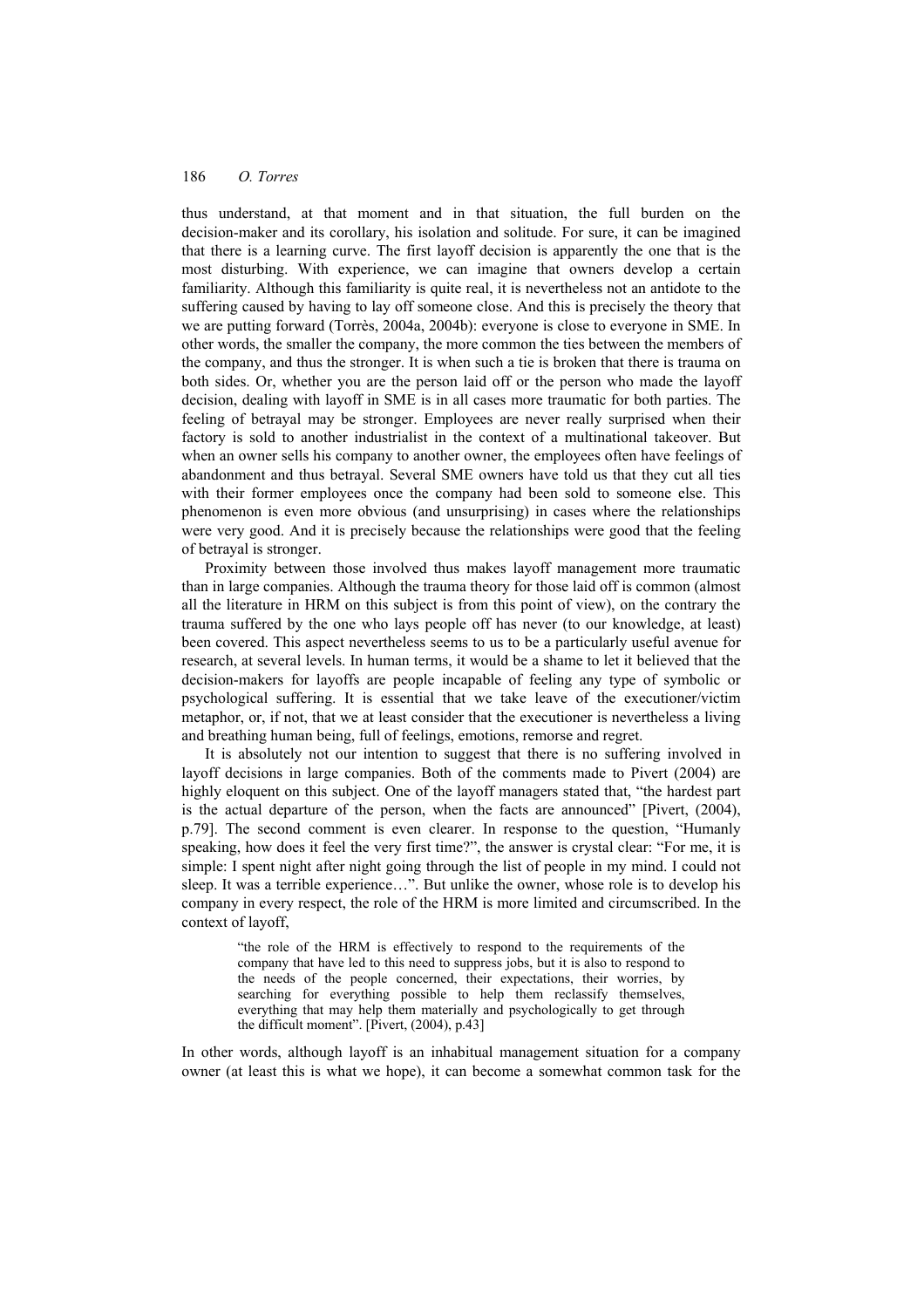thus understand, at that moment and in that situation, the full burden on the decision-maker and its corollary, his isolation and solitude. For sure, it can be imagined that there is a learning curve. The first layoff decision is apparently the one that is the most disturbing. With experience, we can imagine that owners develop a certain familiarity. Although this familiarity is quite real, it is nevertheless not an antidote to the suffering caused by having to lay off someone close. And this is precisely the theory that we are putting forward (Torrès, 2004a, 2004b): everyone is close to everyone in SME. In other words, the smaller the company, the more common the ties between the members of the company, and thus the stronger. It is when such a tie is broken that there is trauma on both sides. Or, whether you are the person laid off or the person who made the layoff decision, dealing with layoff in SME is in all cases more traumatic for both parties. The feeling of betrayal may be stronger. Employees are never really surprised when their factory is sold to another industrialist in the context of a multinational takeover. But when an owner sells his company to another owner, the employees often have feelings of abandonment and thus betrayal. Several SME owners have told us that they cut all ties with their former employees once the company had been sold to someone else. This phenomenon is even more obvious (and unsurprising) in cases where the relationships were very good. And it is precisely because the relationships were good that the feeling of betrayal is stronger.

Proximity between those involved thus makes layoff management more traumatic than in large companies. Although the trauma theory for those laid off is common (almost all the literature in HRM on this subject is from this point of view), on the contrary the trauma suffered by the one who lays people off has never (to our knowledge, at least) been covered. This aspect nevertheless seems to us to be a particularly useful avenue for research, at several levels. In human terms, it would be a shame to let it believed that the decision-makers for layoffs are people incapable of feeling any type of symbolic or psychological suffering. It is essential that we take leave of the executioner/victim metaphor, or, if not, that we at least consider that the executioner is nevertheless a living and breathing human being, full of feelings, emotions, remorse and regret.

It is absolutely not our intention to suggest that there is no suffering involved in layoff decisions in large companies. Both of the comments made to Pivert (2004) are highly eloquent on this subject. One of the layoff managers stated that, "the hardest part is the actual departure of the person, when the facts are announced" [Pivert, (2004), p.79]. The second comment is even clearer. In response to the question, "Humanly speaking, how does it feel the very first time?", the answer is crystal clear: "For me, it is simple: I spent night after night going through the list of people in my mind. I could not sleep. It was a terrible experience…". But unlike the owner, whose role is to develop his company in every respect, the role of the HRM is more limited and circumscribed. In the context of layoff,

> "the role of the HRM is effectively to respond to the requirements of the company that have led to this need to suppress jobs, but it is also to respond to the needs of the people concerned, their expectations, their worries, by searching for everything possible to help them reclassify themselves, everything that may help them materially and psychologically to get through the difficult moment". [Pivert, (2004), p.43]

In other words, although layoff is an inhabitual management situation for a company owner (at least this is what we hope), it can become a somewhat common task for the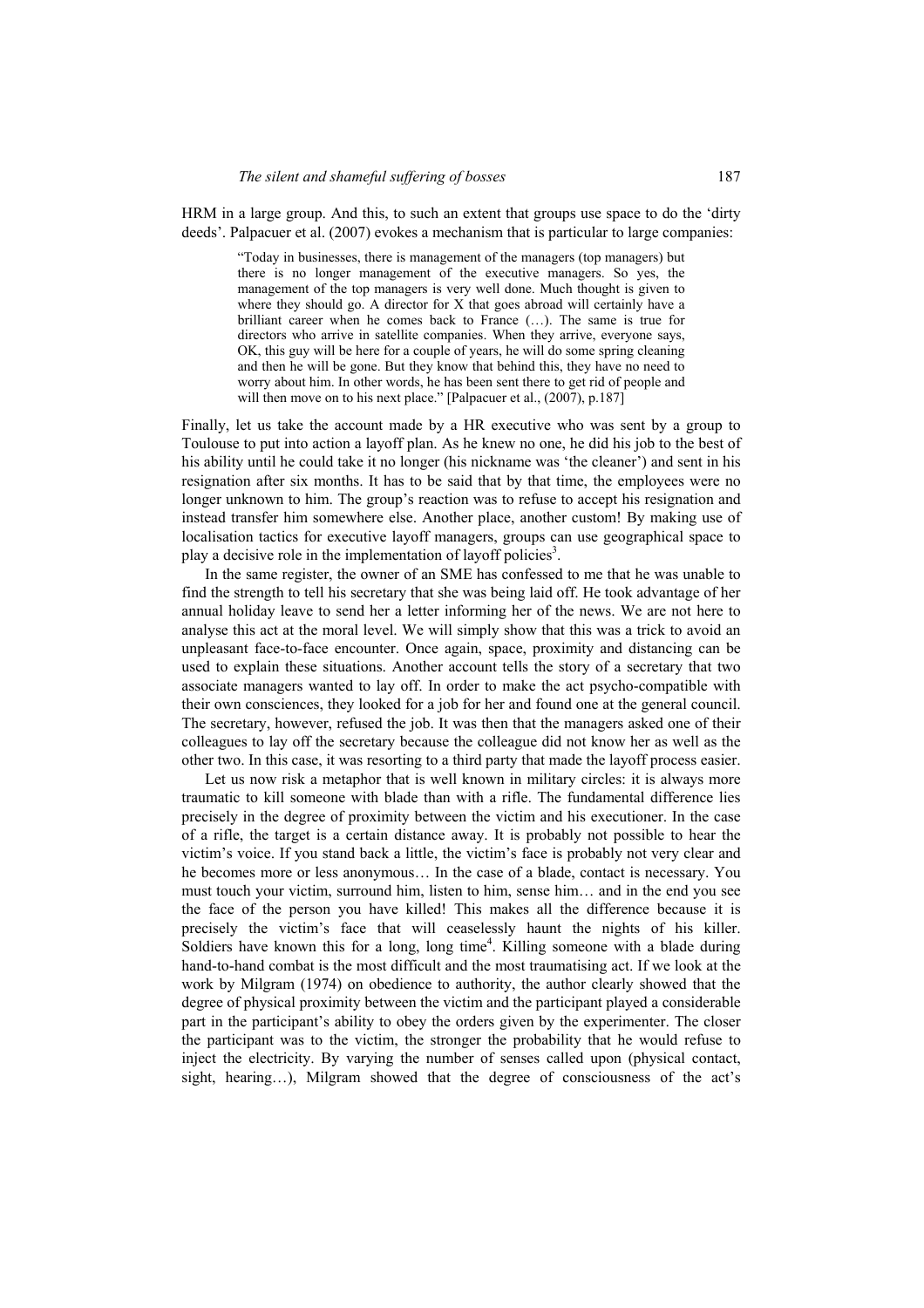HRM in a large group. And this, to such an extent that groups use space to do the 'dirty deeds'. Palpacuer et al. (2007) evokes a mechanism that is particular to large companies:

> "Today in businesses, there is management of the managers (top managers) but there is no longer management of the executive managers. So yes, the management of the top managers is very well done. Much thought is given to where they should go. A director for X that goes abroad will certainly have a brilliant career when he comes back to France (…). The same is true for directors who arrive in satellite companies. When they arrive, everyone says, OK, this guy will be here for a couple of years, he will do some spring cleaning and then he will be gone. But they know that behind this, they have no need to worry about him. In other words, he has been sent there to get rid of people and will then move on to his next place." [Palpacuer et al., (2007), p.187]

Finally, let us take the account made by a HR executive who was sent by a group to Toulouse to put into action a layoff plan. As he knew no one, he did his job to the best of his ability until he could take it no longer (his nickname was 'the cleaner') and sent in his resignation after six months. It has to be said that by that time, the employees were no longer unknown to him. The group's reaction was to refuse to accept his resignation and instead transfer him somewhere else. Another place, another custom! By making use of localisation tactics for executive layoff managers, groups can use geographical space to play a decisive role in the implementation of layoff policies[3].

In the same register, the owner of an SME has confessed to me that he was unable to find the strength to tell his secretary that she was being laid off. He took advantage of her annual holiday leave to send her a letter informing her of the news. We are not here to analyse this act at the moral level. We will simply show that this was a trick to avoid an unpleasant face-to-face encounter. Once again, space, proximity and distancing can be used to explain these situations. Another account tells the story of a secretary that two associate managers wanted to lay off. In order to make the act psycho-compatible with their own consciences, they looked for a job for her and found one at the general council. The secretary, however, refused the job. It was then that the managers asked one of their colleagues to lay off the secretary because the colleague did not know her as well as the other two. In this case, it was resorting to a third party that made the layoff process easier.

Let us now risk a metaphor that is well known in military circles: it is always more traumatic to kill someone with blade than with a rifle. The fundamental difference lies precisely in the degree of proximity between the victim and his executioner. In the case of a rifle, the target is a certain distance away. It is probably not possible to hear the victim's voice. If you stand back a little, the victim's face is probably not very clear and he becomes more or less anonymous… In the case of a blade, contact is necessary. You must touch your victim, surround him, listen to him, sense him… and in the end you see the face of the person you have killed! This makes all the difference because it is precisely the victim's face that will ceaselessly haunt the nights of his killer. Soldiers have known this for a long, long time[4]. Killing someone with a blade during hand-to-hand combat is the most difficult and the most traumatising act. If we look at the work by Milgram (1974) on obedience to authority, the author clearly showed that the degree of physical proximity between the victim and the participant played a considerable part in the participant's ability to obey the orders given by the experimenter. The closer the participant was to the victim, the stronger the probability that he would refuse to inject the electricity. By varying the number of senses called upon (physical contact, sight, hearing…), Milgram showed that the degree of consciousness of the act's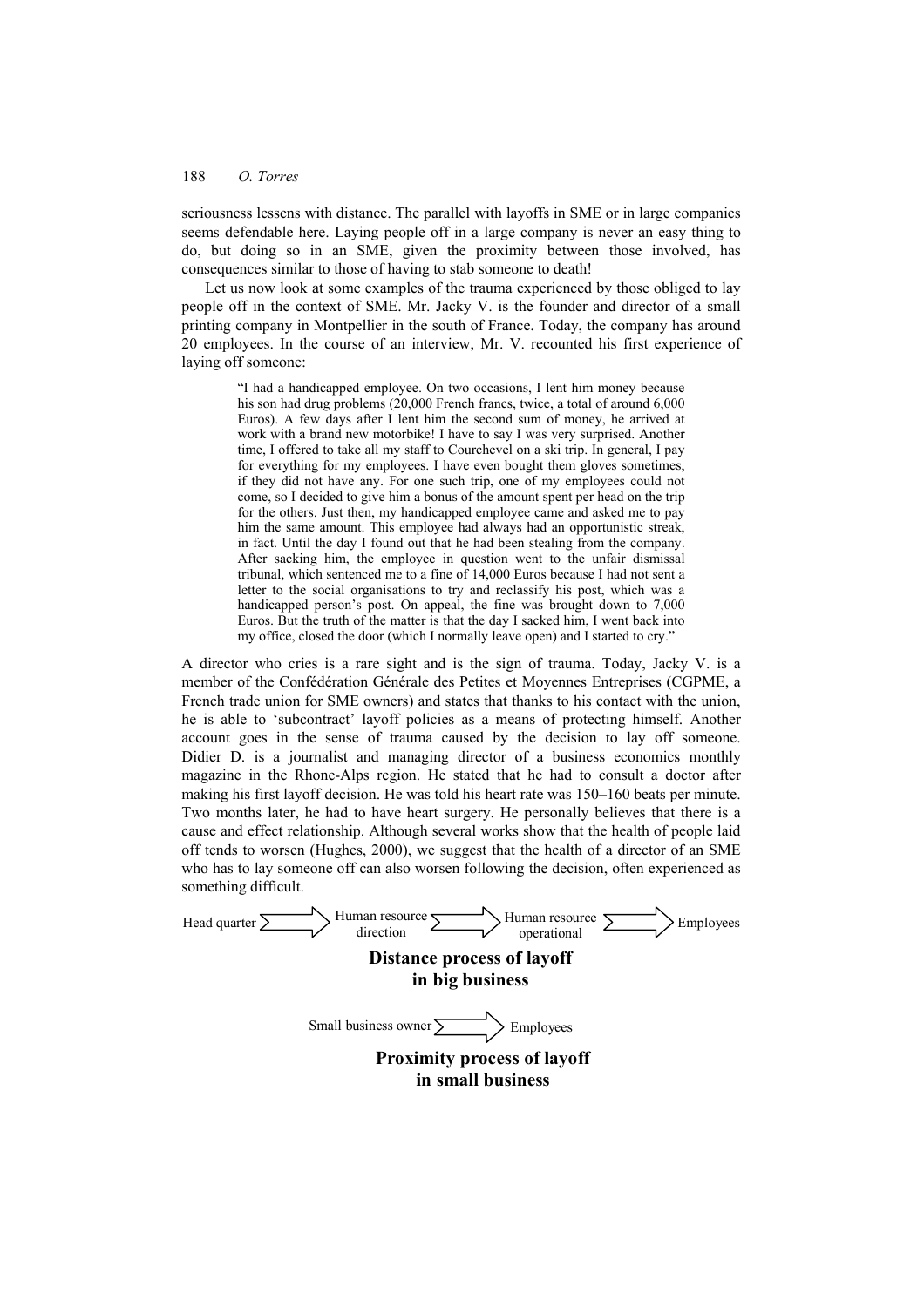seriousness lessens with distance. The parallel with layoffs in SME or in large companies seems defendable here. Laying people off in a large company is never an easy thing to do, but doing so in an SME, given the proximity between those involved, has consequences similar to those of having to stab someone to death!

Let us now look at some examples of the trauma experienced by those obliged to lay people off in the context of SME. Mr. Jacky V. is the founder and director of a small printing company in Montpellier in the south of France. Today, the company has around 20 employees. In the course of an interview, Mr. V. recounted his first experience of laying off someone:

> "I had a handicapped employee. On two occasions, I lent him money because his son had drug problems (20,000 French francs, twice, a total of around 6,000 Euros). A few days after I lent him the second sum of money, he arrived at work with a brand new motorbike! I have to say I was very surprised. Another time, I offered to take all my staff to Courchevel on a ski trip. In general, I pay for everything for my employees. I have even bought them gloves sometimes, if they did not have any. For one such trip, one of my employees could not come, so I decided to give him a bonus of the amount spent per head on the trip for the others. Just then, my handicapped employee came and asked me to pay him the same amount. This employee had always had an opportunistic streak, in fact. Until the day I found out that he had been stealing from the company. After sacking him, the employee in question went to the unfair dismissal tribunal, which sentenced me to a fine of 14,000 Euros because I had not sent a letter to the social organisations to try and reclassify his post, which was a handicapped person's post. On appeal, the fine was brought down to 7,000 Euros. But the truth of the matter is that the day I sacked him, I went back into my office, closed the door (which I normally leave open) and I started to cry."

A director who cries is a rare sight and is the sign of trauma. Today, Jacky V. is a member of the Confédération Générale des Petites et Moyennes Entreprises (CGPME, a French trade union for SME owners) and states that thanks to his contact with the union, he is able to 'subcontract' layoff policies as a means of protecting himself. Another account goes in the sense of trauma caused by the decision to lay off someone. Didier D. is a journalist and managing director of a business economics monthly magazine in the Rhone-Alps region. He stated that he had to consult a doctor after making his first layoff decision. He was told his heart rate was 150–160 beats per minute. Two months later, he had to have heart surgery. He personally believes that there is a cause and effect relationship. Although several works show that the health of people laid off tends to worsen (Hughes, 2000), we suggest that the health of a director of an SME who has to lay someone off can also worsen following the decision, often experienced as something difficult.

Head quarter → Human resource direction → Human resource operational → Employees

**Distance process of layoff in big business**

Small business owner → Employees

**Proximity process of layoff in small business**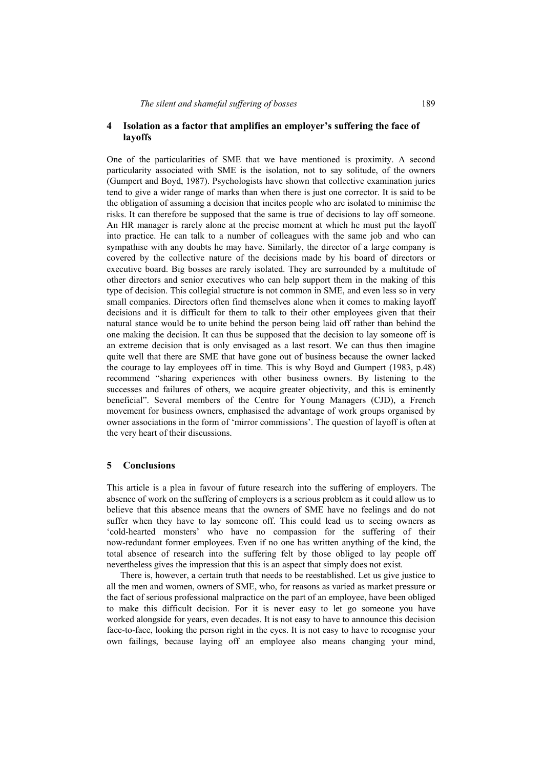## 4 Isolation as a factor that amplifies an employer's suffering the face of layoffs

One of the particularities of SME that we have mentioned is proximity. A second particularity associated with SME is the isolation, not to say solitude, of the owners (Gumpert and Boyd, 1987). Psychologists have shown that collective examination juries tend to give a wider range of marks than when there is just one corrector. It is said to be the obligation of assuming a decision that incites people who are isolated to minimise the risks. It can therefore be supposed that the same is true of decisions to lay off someone. An HR manager is rarely alone at the precise moment at which he must put the layoff into practice. He can talk to a number of colleagues with the same job and who can sympathise with any doubts he may have. Similarly, the director of a large company is covered by the collective nature of the decisions made by his board of directors or executive board. Big bosses are rarely isolated. They are surrounded by a multitude of other directors and senior executives who can help support them in the making of this type of decision. This collegial structure is not common in SME, and even less so in very small companies. Directors often find themselves alone when it comes to making layoff decisions and it is difficult for them to talk to their other employees given that their natural stance would be to unite behind the person being laid off rather than behind the one making the decision. It can thus be supposed that the decision to lay someone off is an extreme decision that is only envisaged as a last resort. We can thus then imagine quite well that there are SME that have gone out of business because the owner lacked the courage to lay employees off in time. This is why Boyd and Gumpert (1983, p.48) recommend "sharing experiences with other business owners. By listening to the successes and failures of others, we acquire greater objectivity, and this is eminently beneficial". Several members of the Centre for Young Managers (CJD), a French movement for business owners, emphasised the advantage of work groups organised by owner associations in the form of 'mirror commissions'. The question of layoff is often at the very heart of their discussions.

## 5 Conclusions

This article is a plea in favour of future research into the suffering of employers. The absence of work on the suffering of employers is a serious problem as it could allow us to believe that this absence means that the owners of SME have no feelings and do not suffer when they have to lay someone off. This could lead us to seeing owners as 'cold-hearted monsters' who have no compassion for the suffering of their now-redundant former employees. Even if no one has written anything of the kind, the total absence of research into the suffering felt by those obliged to lay people off nevertheless gives the impression that this is an aspect that simply does not exist.

There is, however, a certain truth that needs to be reestablished. Let us give justice to all the men and women, owners of SME, who, for reasons as varied as market pressure or the fact of serious professional malpractice on the part of an employee, have been obliged to make this difficult decision. For it is never easy to let go someone you have worked alongside for years, even decades. It is not easy to have to announce this decision face-to-face, looking the person right in the eyes. It is not easy to have to recognise your own failings, because laying off an employee also means changing your mind,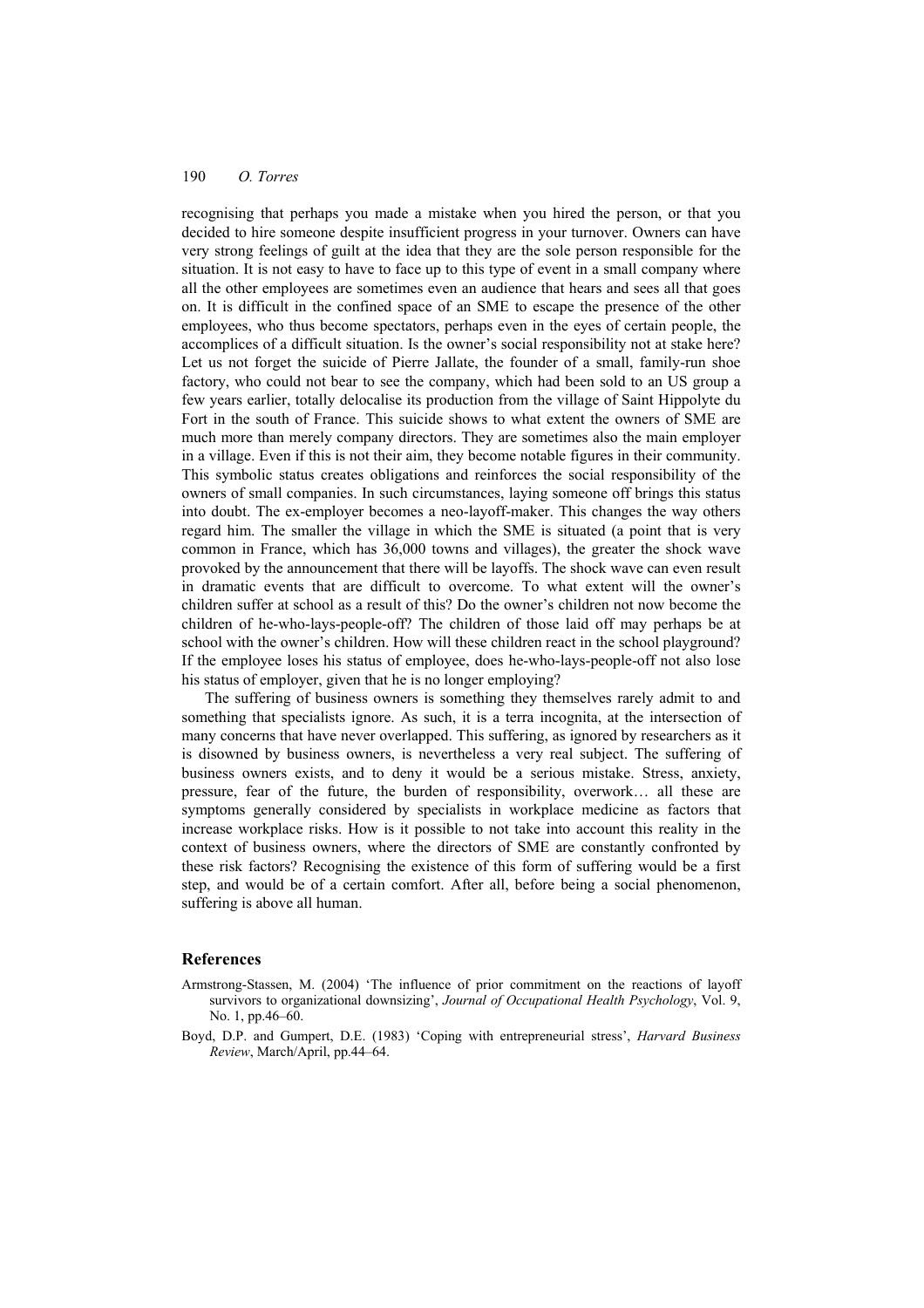recognising that perhaps you made a mistake when you hired the person, or that you decided to hire someone despite insufficient progress in your turnover. Owners can have very strong feelings of guilt at the idea that they are the sole person responsible for the situation. It is not easy to have to face up to this type of event in a small company where all the other employees are sometimes even an audience that hears and sees all that goes on. It is difficult in the confined space of an SME to escape the presence of the other employees, who thus become spectators, perhaps even in the eyes of certain people, the accomplices of a difficult situation. Is the owner's social responsibility not at stake here? Let us not forget the suicide of Pierre Jallate, the founder of a small, family-run shoe factory, who could not bear to see the company, which had been sold to an US group a few years earlier, totally delocalise its production from the village of Saint Hippolyte du Fort in the south of France. This suicide shows to what extent the owners of SME are much more than merely company directors. They are sometimes also the main employer in a village. Even if this is not their aim, they become notable figures in their community. This symbolic status creates obligations and reinforces the social responsibility of the owners of small companies. In such circumstances, laying someone off brings this status into doubt. The ex-employer becomes a neo-layoff-maker. This changes the way others regard him. The smaller the village in which the SME is situated (a point that is very common in France, which has 36,000 towns and villages), the greater the shock wave provoked by the announcement that there will be layoffs. The shock wave can even result in dramatic events that are difficult to overcome. To what extent will the owner's children suffer at school as a result of this? Do the owner's children not now become the children of he-who-lays-people-off? The children of those laid off may perhaps be at school with the owner's children. How will these children react in the school playground? If the employee loses his status of employee, does he-who-lays-people-off not also lose his status of employer, given that he is no longer employing?

The suffering of business owners is something they themselves rarely admit to and something that specialists ignore. As such, it is a terra incognita, at the intersection of many concerns that have never overlapped. This suffering, as ignored by researchers as it is disowned by business owners, is nevertheless a very real subject. The suffering of business owners exists, and to deny it would be a serious mistake. Stress, anxiety, pressure, fear of the future, the burden of responsibility, overwork… all these are symptoms generally considered by specialists in workplace medicine as factors that increase workplace risks. How is it possible to not take into account this reality in the context of business owners, where the directors of SME are constantly confronted by these risk factors? Recognising the existence of this form of suffering would be a first step, and would be of a certain comfort. After all, before being a social phenomenon, suffering is above all human.

## References

Armstrong-Stassen, M. (2004) 'The influence of prior commitment on the reactions of layoff survivors to organizational downsizing', *Journal of Occupational Health Psychology*, Vol. 9, No. 1, pp.46–60.

Boyd, D.P. and Gumpert, D.E. (1983) 'Coping with entrepreneurial stress', *Harvard Business Review*, March/April, pp.44–64.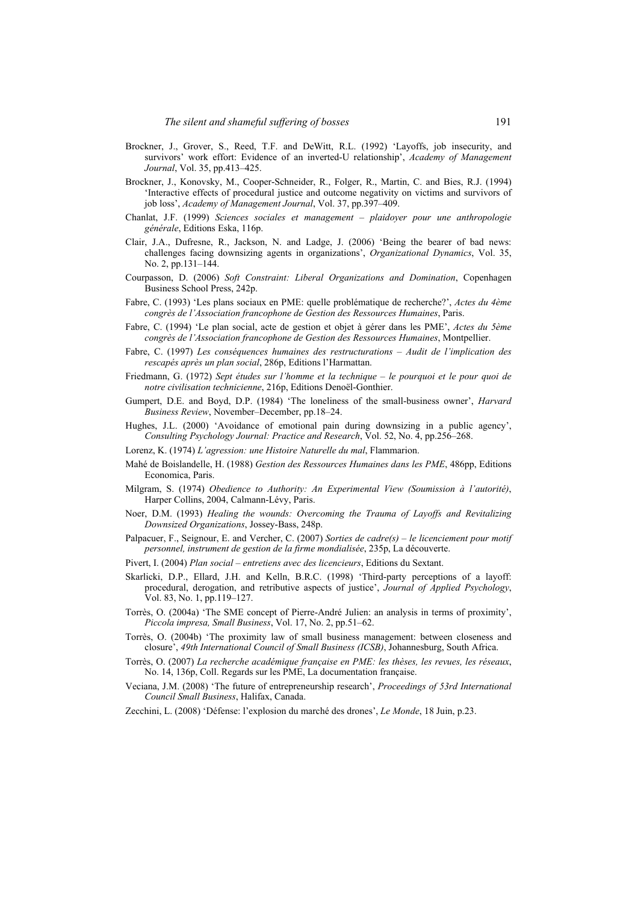Brockner, J., Grover, S., Reed, T.F. and DeWitt, R.L. (1992) 'Layoffs, job insecurity, and survivors' work effort: Evidence of an inverted-U relationship', *Academy of Management Journal*, Vol. 35, pp.413–425.

Brockner, J., Konovsky, M., Cooper-Schneider, R., Folger, R., Martin, C. and Bies, R.J. (1994) 'Interactive effects of procedural justice and outcome negativity on victims and survivors of job loss', *Academy of Management Journal*, Vol. 37, pp.397–409.

Chanlat, J.F. (1999) *Sciences sociales et management – plaidoyer pour une anthropologie générale*, Editions Eska, 116p.

Clair, J.A., Dufresne, R., Jackson, N. and Ladge, J. (2006) 'Being the bearer of bad news: challenges facing downsizing agents in organizations', *Organizational Dynamics*, Vol. 35, No. 2, pp.131–144.

Courpasson, D. (2006) *Soft Constraint: Liberal Organizations and Domination*, Copenhagen Business School Press, 242p.

Fabre, C. (1993) 'Les plans sociaux en PME: quelle problématique de recherche?', *Actes du 4ème congrès de l'Association francophone de Gestion des Ressources Humaines*, Paris.

Fabre, C. (1994) 'Le plan social, acte de gestion et objet à gérer dans les PME', *Actes du 5ème congrès de l'Association francophone de Gestion des Ressources Humaines*, Montpellier.

Fabre, C. (1997) *Les conséquences humaines des restructurations – Audit de l'implication des rescapés après un plan social*, 286p, Editions l'Harmattan.

Friedmann, G. (1972) *Sept études sur l'homme et la technique – le pourquoi et le pour quoi de notre civilisation technicienne*, 216p, Editions Denoël-Gonthier.

Gumpert, D.E. and Boyd, D.P. (1984) 'The loneliness of the small-business owner', *Harvard Business Review*, November–December, pp.18–24.

Hughes, J.L. (2000) 'Avoidance of emotional pain during downsizing in a public agency', *Consulting Psychology Journal: Practice and Research*, Vol. 52, No. 4, pp.256–268.

Lorenz, K. (1974) *L'agression: une Histoire Naturelle du mal*, Flammarion.

Mahé de Boislandelle, H. (1988) *Gestion des Ressources Humaines dans les PME*, 486pp, Editions Economica, Paris.

Milgram, S. (1974) *Obedience to Authority: An Experimental View (Soumission à l'autorité)*, Harper Collins, 2004, Calmann-Lévy, Paris.

Noer, D.M. (1993) *Healing the wounds: Overcoming the Trauma of Layoffs and Revitalizing Downsized Organizations*, Jossey-Bass, 248p.

Palpacuer, F., Seignour, E. and Vercher, C. (2007) *Sorties de cadre(s) – le licenciement pour motif personnel, instrument de gestion de la firme mondialisée*, 235p, La découverte.

Pivert, I. (2004) *Plan social – entretiens avec des licencieurs*, Editions du Sextant.

Skarlicki, D.P., Ellard, J.H. and Kelln, B.R.C. (1998) 'Third-party perceptions of a layoff: procedural, derogation, and retributive aspects of justice', *Journal of Applied Psychology*, Vol. 83, No. 1, pp.119–127.

Torrès, O. (2004a) 'The SME concept of Pierre-André Julien: an analysis in terms of proximity', *Piccola impresa, Small Business*, Vol. 17, No. 2, pp.51–62.

Torrès, O. (2004b) 'The proximity law of small business management: between closeness and closure', *49th International Council of Small Business (ICSB)*, Johannesburg, South Africa.

Torrès, O. (2007) *La recherche académique française en PME: les thèses, les revues, les réseaux*, No. 14, 136p, Coll. Regards sur les PME, La documentation française.

Veciana, J.M. (2008) 'The future of entrepreneurship research', *Proceedings of 53rd International Council Small Business*, Halifax, Canada.

Zecchini, L. (2008) 'Défense: l'explosion du marché des drones', *Le Monde*, 18 Juin, p.23.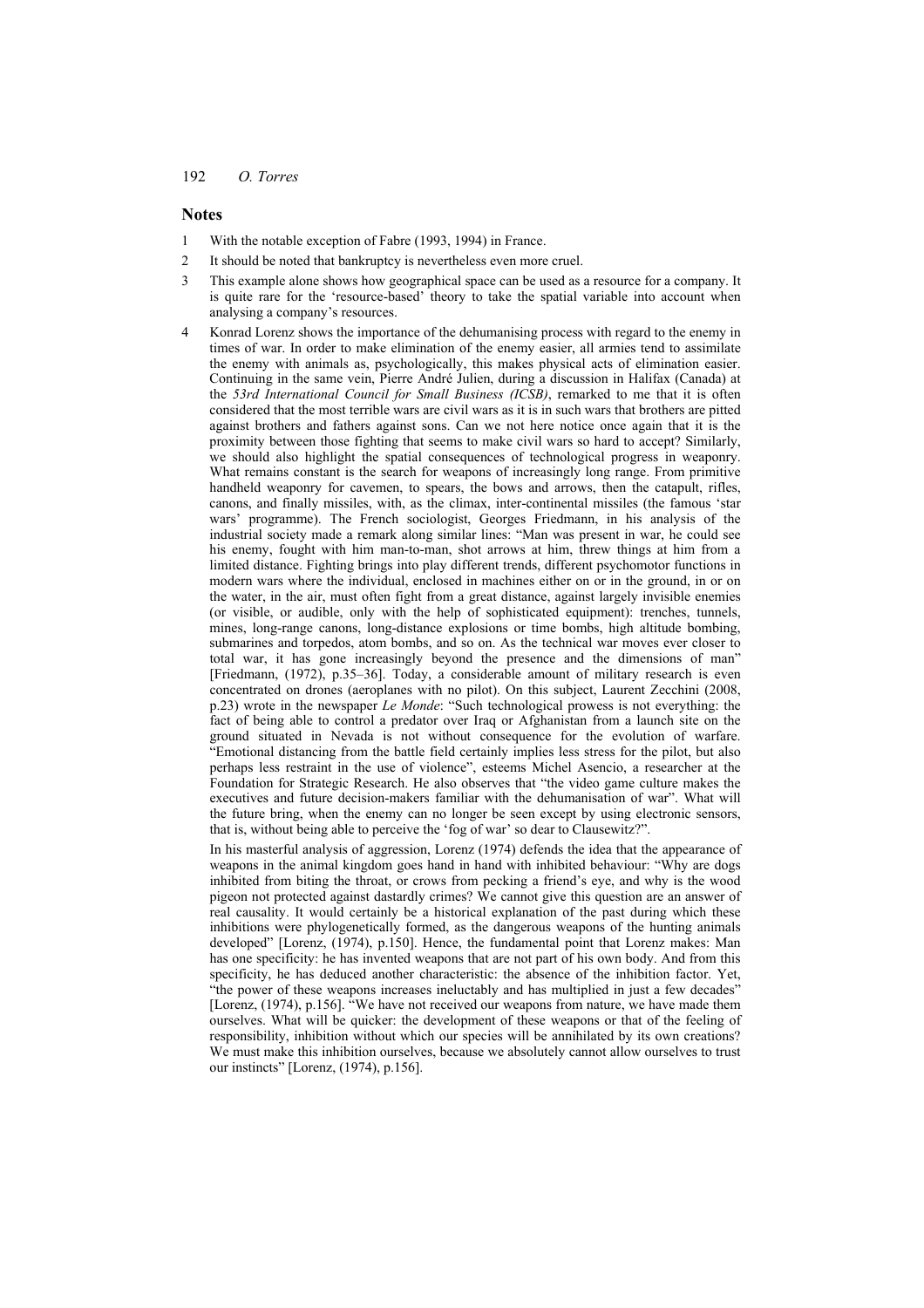## Notes

1. With the notable exception of Fabre (1993, 1994) in France.
2. It should be noted that bankruptcy is nevertheless even more cruel.
3. This example alone shows how geographical space can be used as a resource for a company. It is quite rare for the 'resource-based' theory to take the spatial variable into account when analysing a company's resources.
4. Konrad Lorenz shows the importance of the dehumanising process with regard to the enemy in times of war. In order to make elimination of the enemy easier, all armies tend to assimilate the enemy with animals as, psychologically, this makes physical acts of elimination easier. Continuing in the same vein, Pierre André Julien, during a discussion in Halifax (Canada) at the *53rd International Council for Small Business (ICSB)*, remarked to me that it is often considered that the most terrible wars are civil wars as it is in such wars that brothers are pitted against brothers and fathers against sons. Can we not here notice once again that it is the proximity between those fighting that seems to make civil wars so hard to accept? Similarly, we should also highlight the spatial consequences of technological progress in weaponry. What remains constant is the search for weapons of increasingly long range. From primitive handheld weaponry for cavemen, to spears, the bows and arrows, then the catapult, rifles, canons, and finally missiles, with, as the climax, inter-continental missiles (the famous 'star wars' programme). The French sociologist, Georges Friedmann, in his analysis of the industrial society made a remark along similar lines: "Man was present in war, he could see his enemy, fought with him man-to-man, shot arrows at him, threw things at him from a limited distance. Fighting brings into play different trends, different psychomotor functions in modern wars where the individual, enclosed in machines either on or in the ground, in or on the water, in the air, must often fight from a great distance, against largely invisible enemies (or visible, or audible, only with the help of sophisticated equipment): trenches, tunnels, mines, long-range canons, long-distance explosions or time bombs, high altitude bombing, submarines and torpedos, atom bombs, and so on. As the technical war moves ever closer to total war, it has gone increasingly beyond the presence and the dimensions of man" [Friedmann, (1972), p.35–36]. Today, a considerable amount of military research is even concentrated on drones (aeroplanes with no pilot). On this subject, Laurent Zecchini (2008, p.23) wrote in the newspaper *Le Monde*: "Such technological prowess is not everything: the fact of being able to control a predator over Iraq or Afghanistan from a launch site on the ground situated in Nevada is not without consequence for the evolution of warfare. "Emotional distancing from the battle field certainly implies less stress for the pilot, but also perhaps less restraint in the use of violence", esteems Michel Asencio, a researcher at the Foundation for Strategic Research. He also observes that "the video game culture makes the executives and future decision-makers familiar with the dehumanisation of war". What will the future bring, when the enemy can no longer be seen except by using electronic sensors, that is, without being able to perceive the 'fog of war' so dear to Clausewitz?".

   In his masterful analysis of aggression, Lorenz (1974) defends the idea that the appearance of weapons in the animal kingdom goes hand in hand with inhibited behaviour: "Why are dogs inhibited from biting the throat, or crows from pecking a friend's eye, and why is the wood pigeon not protected against dastardly crimes? We cannot give this question are an answer of real causality. It would certainly be a historical explanation of the past during which these inhibitions were phylogenetically formed, as the dangerous weapons of the hunting animals developed" [Lorenz, (1974), p.150]. Hence, the fundamental point that Lorenz makes: Man has one specificity: he has invented weapons that are not part of his own body. And from this specificity, he has deduced another characteristic: the absence of the inhibition factor. Yet, "the power of these weapons increases ineluctably and has multiplied in just a few decades" [Lorenz, (1974), p.156]. "We have not received our weapons from nature, we have made them ourselves. What will be quicker: the development of these weapons or that of the feeling of responsibility, inhibition without which our species will be annihilated by its own creations? We must make this inhibition ourselves, because we absolutely cannot allow ourselves to trust our instincts" [Lorenz, (1974), p.156].